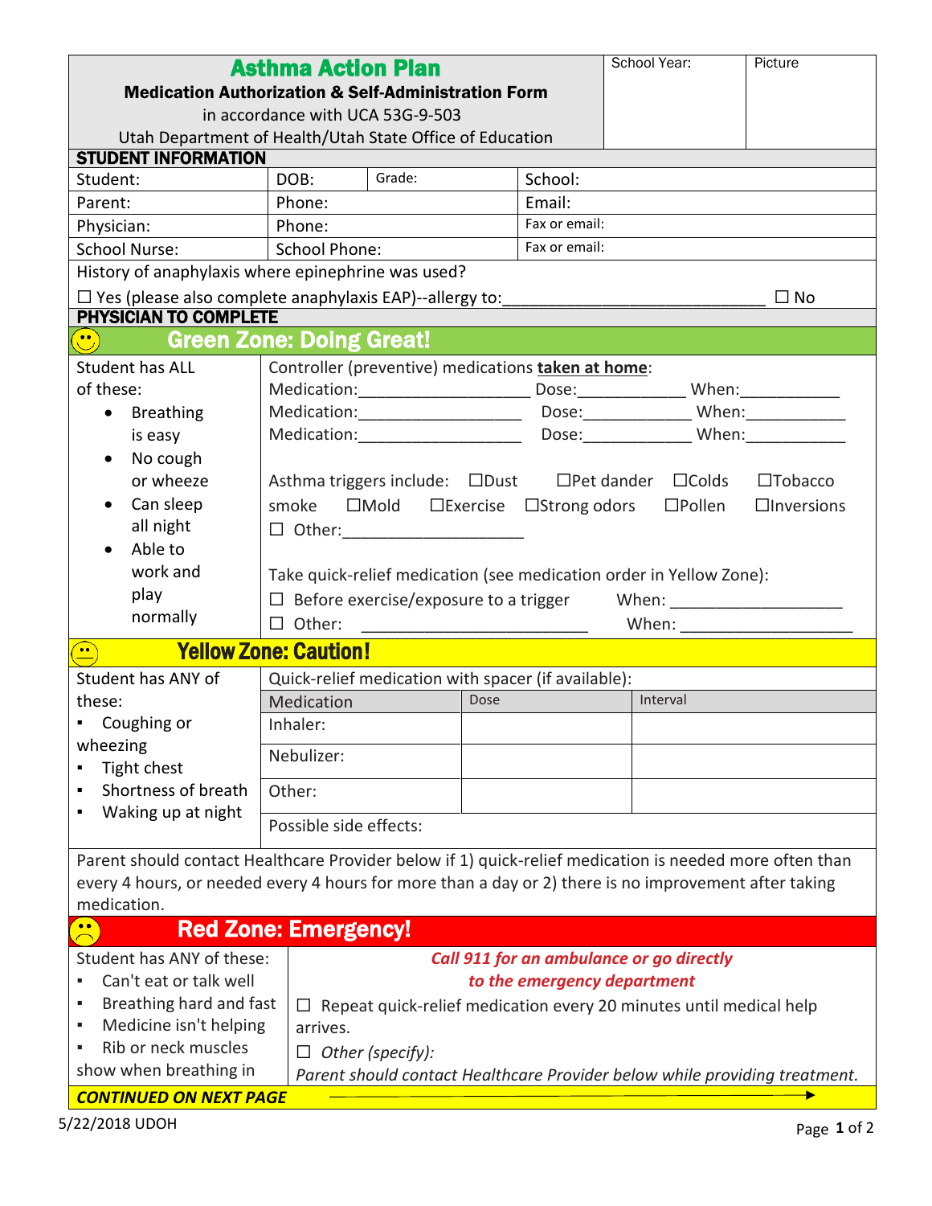# Asthma Action Plan

**Medication Authorization & Self-Administration Form**

in accordance with UCA 53G-9-503

Utah Department of Health/Utah State Office of Education

| School Year: | Picture |
|---|---|
| | |

## STUDENT INFORMATION

| Student: | DOB: | Grade: | School: |
|---|---|---|---|
| Parent: | Phone: | | Email: |
| Physician: | Phone: | | Fax or email: |
| School Nurse: | School Phone: | | Fax or email: |

History of anaphylaxis where epinephrine was used?

☐ Yes (please also complete anaphylaxis EAP)--allergy to:_____________________________ ☐ No

## PHYSICIAN TO COMPLETE

## Green Zone: Doing Great!

Student has ALL of these:

- Breathing is easy
- No cough or wheeze
- Can sleep all night
- Able to work and play normally

Controller (preventive) medications **taken at home**:

Medication:___________________ Dose:____________ When:___________

Medication:___________________ Dose:____________ When:___________

Medication:___________________ Dose:____________ When:___________

Asthma triggers include: ☐Dust ☐Pet dander ☐Colds ☐Tobacco smoke ☐Mold ☐Exercise ☐Strong odors ☐Pollen ☐Inversions ☐ Other:___________________

Take quick-relief medication (see medication order in Yellow Zone):

☐ Before exercise/exposure to a trigger When: ___________________

☐ Other: _________________________ When: ___________________

## Yellow Zone: Caution!

Student has ANY of these:

- Coughing or wheezing
- Tight chest
- Shortness of breath
- Waking up at night

Quick-relief medication with spacer (if available):

| Medication | Dose | Interval |
|---|---|---|
| Inhaler: | | |
| Nebulizer: | | |
| Other: | | |

Possible side effects:

Parent should contact Healthcare Provider below if 1) quick-relief medication is needed more often than every 4 hours, or needed every 4 hours for more than a day or 2) there is no improvement after taking medication.

## Red Zone: Emergency!

Student has ANY of these:

- Can't eat or talk well
- Breathing hard and fast
- Medicine isn't helping
- Rib or neck muscles show when breathing in

***Call 911 for an ambulance or go directly to the emergency department***

☐ Repeat quick-relief medication every 20 minutes until medical help arrives.

☐ *Other (specify):*

*Parent should contact Healthcare Provider below while providing treatment.*

***CONTINUED ON NEXT PAGE***

5/22/2018 UDOH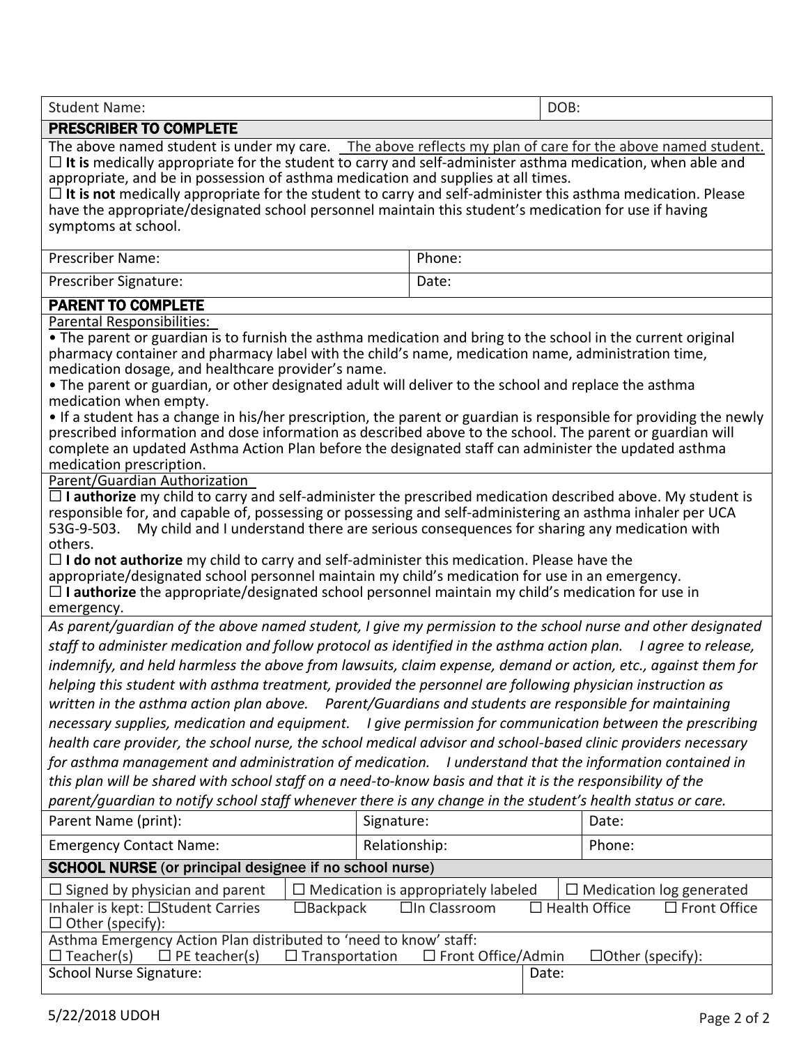| Student Name: | DOB: |
|---|---|

## PRESCRIBER TO COMPLETE

The above named student is under my care. The above reflects my plan of care for the above named student.

☐ **It is** medically appropriate for the student to carry and self-administer asthma medication, when able and appropriate, and be in possession of asthma medication and supplies at all times.

☐ **It is not** medically appropriate for the student to carry and self-administer this asthma medication. Please have the appropriate/designated school personnel maintain this student's medication for use if having symptoms at school.

| Prescriber Name: | Phone: |
|---|---|
| Prescriber Signature: | Date: |

## PARENT TO COMPLETE

Parental Responsibilities:

- The parent or guardian is to furnish the asthma medication and bring to the school in the current original pharmacy container and pharmacy label with the child's name, medication name, administration time, medication dosage, and healthcare provider's name.
- The parent or guardian, or other designated adult will deliver to the school and replace the asthma medication when empty.
- If a student has a change in his/her prescription, the parent or guardian is responsible for providing the newly prescribed information and dose information as described above to the school. The parent or guardian will complete an updated Asthma Action Plan before the designated staff can administer the updated asthma medication prescription.

Parent/Guardian Authorization

☐ **I authorize** my child to carry and self-administer the prescribed medication described above. My student is responsible for, and capable of, possessing or possessing and self-administering an asthma inhaler per UCA 53G-9-503. My child and I understand there are serious consequences for sharing any medication with others.

☐ **I do not authorize** my child to carry and self-administer this medication. Please have the appropriate/designated school personnel maintain my child's medication for use in an emergency.

☐ **I authorize** the appropriate/designated school personnel maintain my child's medication for use in emergency.

*As parent/guardian of the above named student, I give my permission to the school nurse and other designated staff to administer medication and follow protocol as identified in the asthma action plan. I agree to release, indemnify, and held harmless the above from lawsuits, claim expense, demand or action, etc., against them for helping this student with asthma treatment, provided the personnel are following physician instruction as written in the asthma action plan above. Parent/Guardians and students are responsible for maintaining necessary supplies, medication and equipment. I give permission for communication between the prescribing health care provider, the school nurse, the school medical advisor and school-based clinic providers necessary for asthma management and administration of medication. I understand that the information contained in this plan will be shared with school staff on a need-to-know basis and that it is the responsibility of the parent/guardian to notify school staff whenever there is any change in the student's health status or care.*

| Parent Name (print): | Signature: | Date: |
|---|---|---|
| Emergency Contact Name: | Relationship: | Phone: |

## SCHOOL NURSE (or principal designee if no school nurse)

| ☐ Signed by physician and parent | ☐ Medication is appropriately labeled | ☐ Medication log generated |
|---|---|---|

Inhaler is kept: ☐Student Carries ☐Backpack ☐In Classroom ☐ Health Office ☐ Front Office ☐ Other (specify):

Asthma Emergency Action Plan distributed to 'need to know' staff:
☐ Teacher(s) ☐ PE teacher(s) ☐ Transportation ☐ Front Office/Admin ☐Other (specify):

| School Nurse Signature: | Date: |
|---|---|

5/22/2018 UDOH